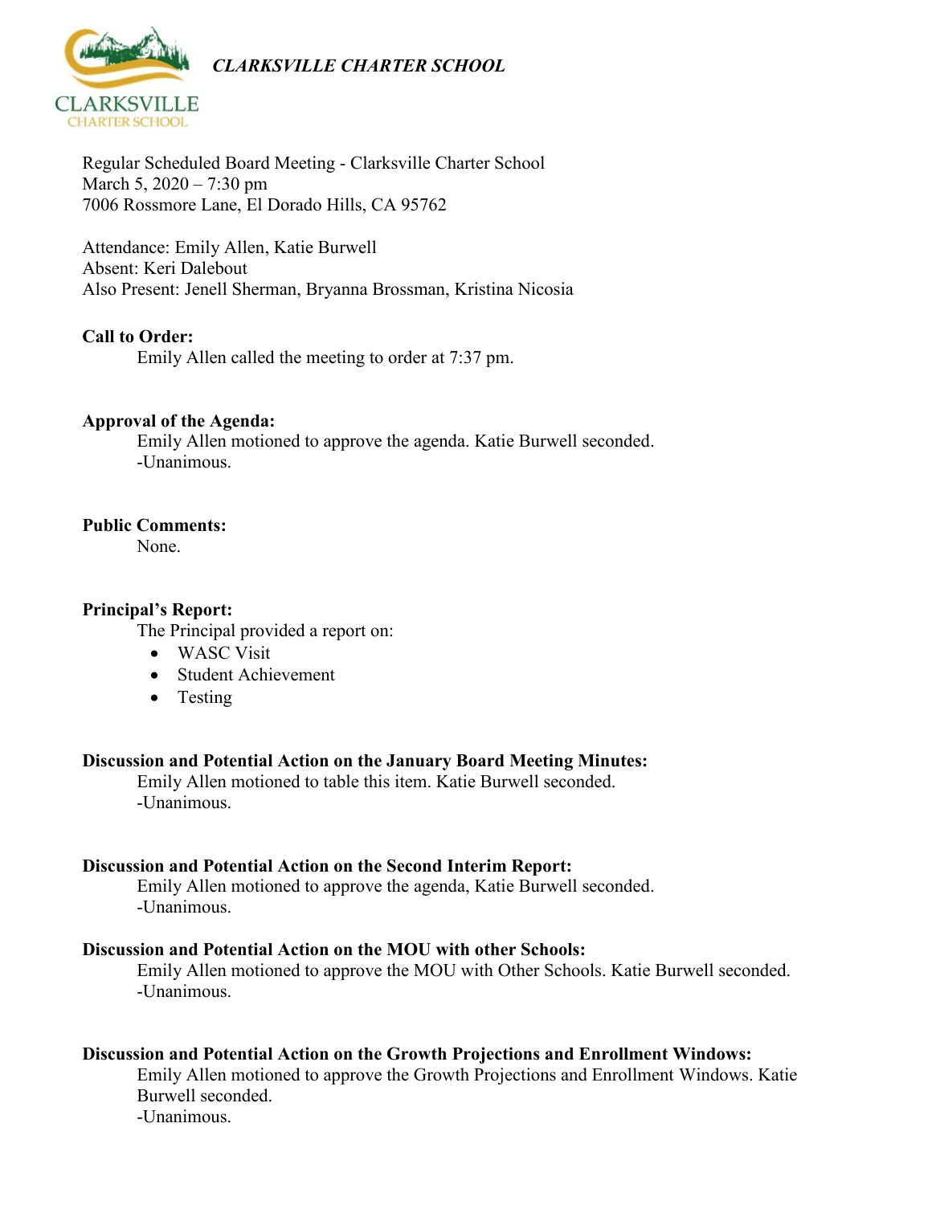*CLARKSVILLE CHARTER SCHOOL*

Regular Scheduled Board Meeting - Clarksville Charter School
March 5, 2020 – 7:30 pm
7006 Rossmore Lane, El Dorado Hills, CA 95762

Attendance: Emily Allen, Katie Burwell
Absent: Keri Dalebout
Also Present: Jenell Sherman, Bryanna Brossman, Kristina Nicosia

**Call to Order:**

Emily Allen called the meeting to order at 7:37 pm.

**Approval of the Agenda:**

Emily Allen motioned to approve the agenda. Katie Burwell seconded.
-Unanimous.

**Public Comments:**

None.

**Principal's Report:**

The Principal provided a report on:

- WASC Visit
- Student Achievement
- Testing

**Discussion and Potential Action on the January Board Meeting Minutes:**

Emily Allen motioned to table this item. Katie Burwell seconded.
-Unanimous.

**Discussion and Potential Action on the Second Interim Report:**

Emily Allen motioned to approve the agenda, Katie Burwell seconded.
-Unanimous.

**Discussion and Potential Action on the MOU with other Schools:**

Emily Allen motioned to approve the MOU with Other Schools. Katie Burwell seconded.
-Unanimous.

**Discussion and Potential Action on the Growth Projections and Enrollment Windows:**

Emily Allen motioned to approve the Growth Projections and Enrollment Windows. Katie Burwell seconded.
-Unanimous.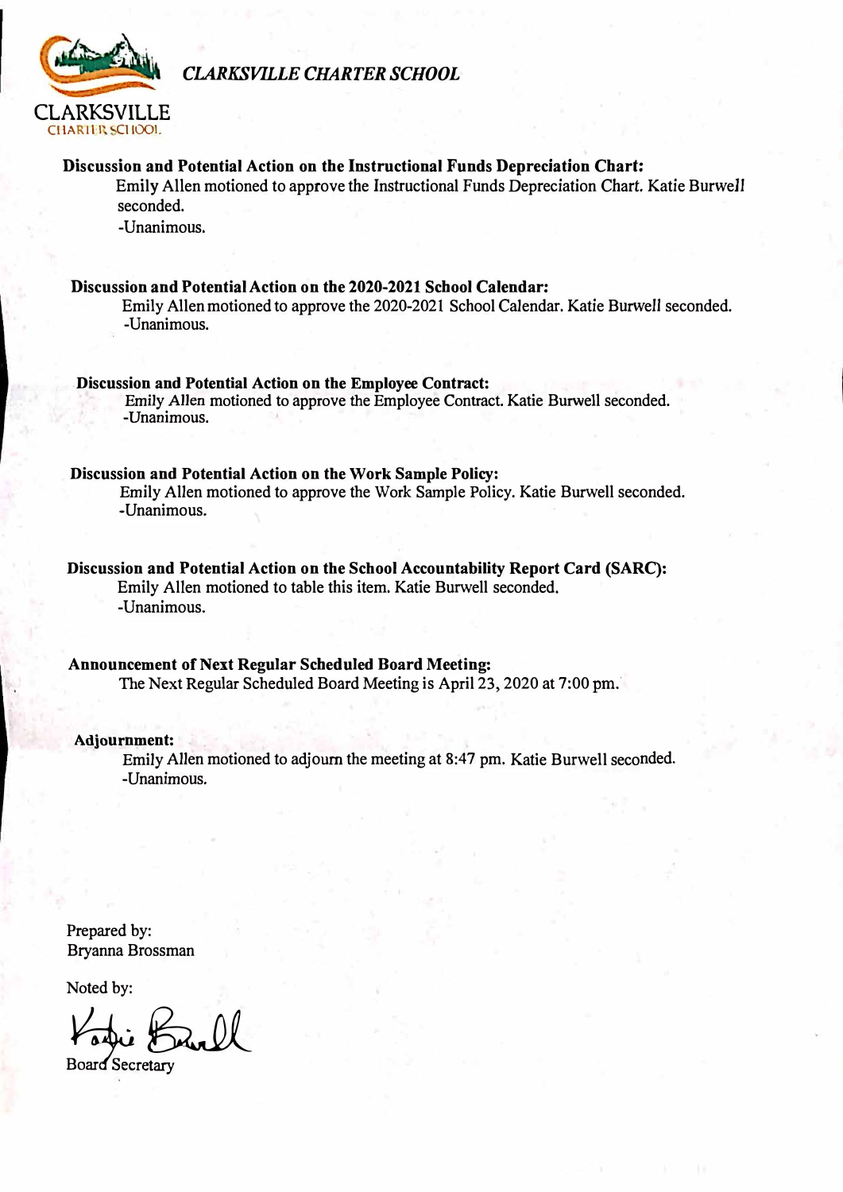*CLARKSVILLE CHARTER SCHOOL*

CLARKSVILLE
CHARTER SCHOOL

**Discussion and Potential Action on the Instructional Funds Depreciation Chart:**
Emily Allen motioned to approve the Instructional Funds Depreciation Chart. Katie Burwell seconded.
-Unanimous.

**Discussion and Potential Action on the 2020-2021 School Calendar:**
Emily Allen motioned to approve the 2020-2021 School Calendar. Katie Burwell seconded.
-Unanimous.

**Discussion and Potential Action on the Employee Contract:**
Emily Allen motioned to approve the Employee Contract. Katie Burwell seconded.
-Unanimous.

**Discussion and Potential Action on the Work Sample Policy:**
Emily Allen motioned to approve the Work Sample Policy. Katie Burwell seconded.
-Unanimous.

**Discussion and Potential Action on the School Accountability Report Card (SARC):**
Emily Allen motioned to table this item. Katie Burwell seconded.
-Unanimous.

**Announcement of Next Regular Scheduled Board Meeting:**
The Next Regular Scheduled Board Meeting is April 23, 2020 at 7:00 pm.

**Adjournment:**
Emily Allen motioned to adjourn the meeting at 8:47 pm. Katie Burwell seconded.
-Unanimous.

Prepared by:
Bryanna Brossman

Noted by:

Katie Burwell

Board Secretary